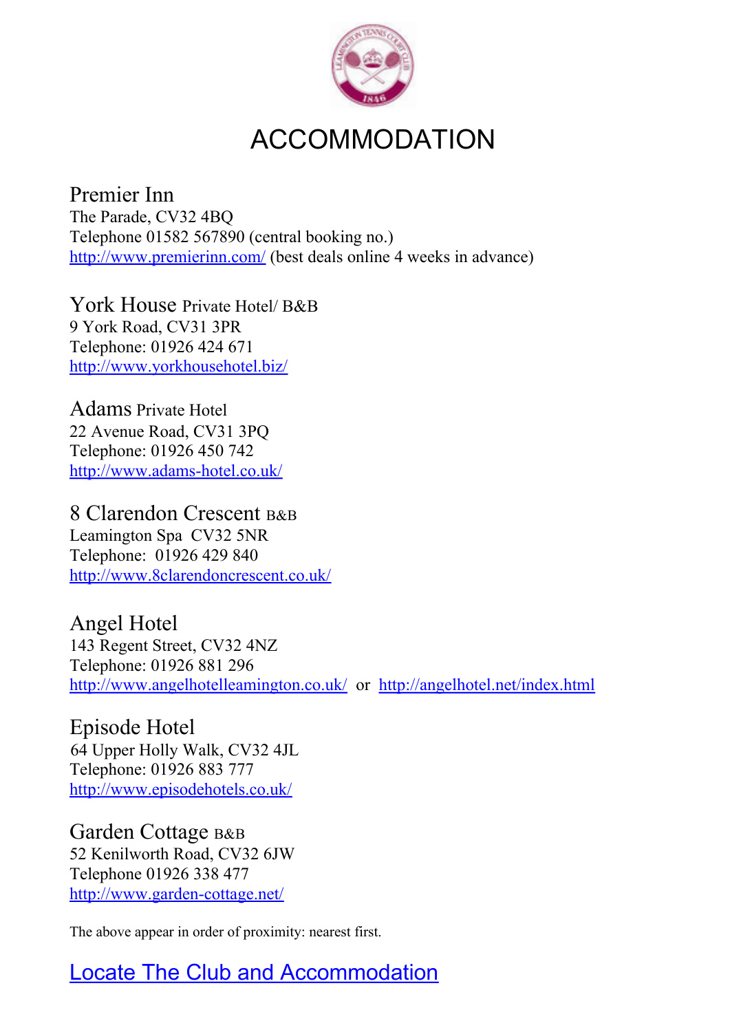# ACCOMMODATION

## Premier Inn
The Parade, CV32 4BQ
Telephone 01582 567890 (central booking no.)
[http://www.premierinn.com/](http://www.premierinn.com/) (best deals online 4 weeks in advance)

## York House Private Hotel/ B&B
9 York Road, CV31 3PR
Telephone: 01926 424 671
[http://www.yorkhousehotel.biz/](http://www.yorkhousehotel.biz/)

## Adams Private Hotel
22 Avenue Road, CV31 3PQ
Telephone: 01926 450 742
[http://www.adams-hotel.co.uk/](http://www.adams-hotel.co.uk/)

## 8 Clarendon Crescent B&B
Leamington Spa CV32 5NR
Telephone: 01926 429 840
[http://www.8clarendoncrescent.co.uk/](http://www.8clarendoncrescent.co.uk/)

## Angel Hotel
143 Regent Street, CV32 4NZ
Telephone: 01926 881 296
[http://www.angelhotelleamington.co.uk/](http://www.angelhotelleamington.co.uk/) or [http://angelhotel.net/index.html](http://angelhotel.net/index.html)

## Episode Hotel
64 Upper Holly Walk, CV32 4JL
Telephone: 01926 883 777
[http://www.episodehotels.co.uk/](http://www.episodehotels.co.uk/)

## Garden Cottage B&B
52 Kenilworth Road, CV32 6JW
Telephone 01926 338 477
[http://www.garden-cottage.net/](http://www.garden-cottage.net/)

The above appear in order of proximity: nearest first.

## Locate The Club and Accommodation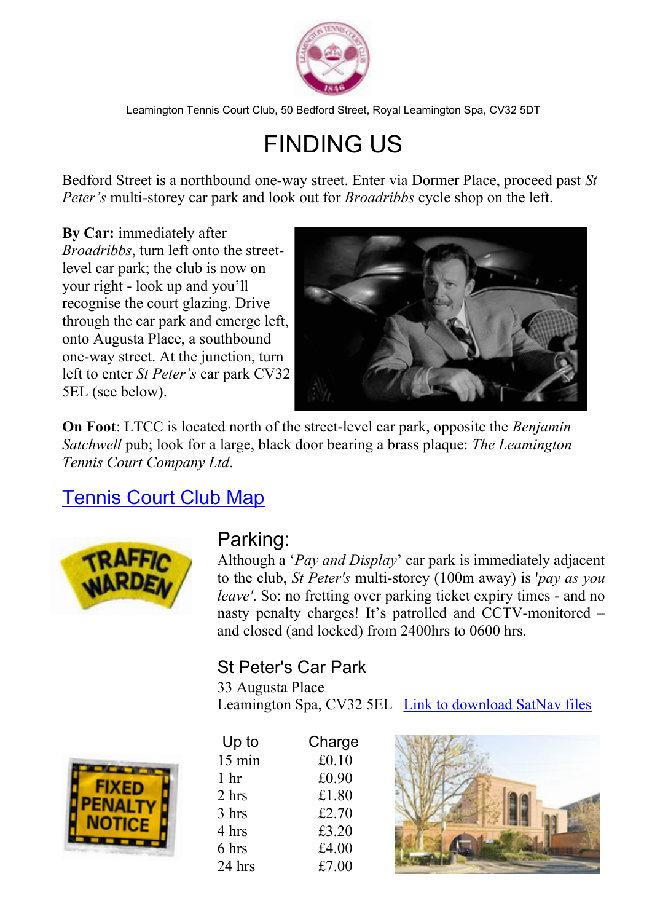Leamington Tennis Court Club, 50 Bedford Street, Royal Leamington Spa, CV32 5DT

# FINDING US

Bedford Street is a northbound one-way street. Enter via Dormer Place, proceed past *St Peter's* multi-storey car park and look out for *Broadribbs* cycle shop on the left.

**By Car:** immediately after *Broadribbs*, turn left onto the street-level car park; the club is now on your right - look up and you'll recognise the court glazing. Drive through the car park and emerge left, onto Augusta Place, a southbound one-way street. At the junction, turn left to enter *St Peter's* car park CV32 5EL (see below).

**On Foot**: LTCC is located north of the street-level car park, opposite the *Benjamin Satchwell* pub; look for a large, black door bearing a brass plaque: *The Leamington Tennis Court Company Ltd*.

## Tennis Court Club Map

## Parking:

Although a '*Pay and Display*' car park is immediately adjacent to the club, *St Peter's* multi-storey (100m away) is '*pay as you leave*'. So: no fretting over parking ticket expiry times - and no nasty penalty charges! It's patrolled and CCTV-monitored – and closed (and locked) from 2400hrs to 0600 hrs.

### St Peter's Car Park

33 Augusta Place
Leamington Spa, CV32 5EL   Link to download SatNav files

| Up to | Charge |
|---|---|
| 15 min | £0.10 |
| 1 hr | £0.90 |
| 2 hrs | £1.80 |
| 3 hrs | £2.70 |
| 4 hrs | £3.20 |
| 6 hrs | £4.00 |
| 24 hrs | £7.00 |